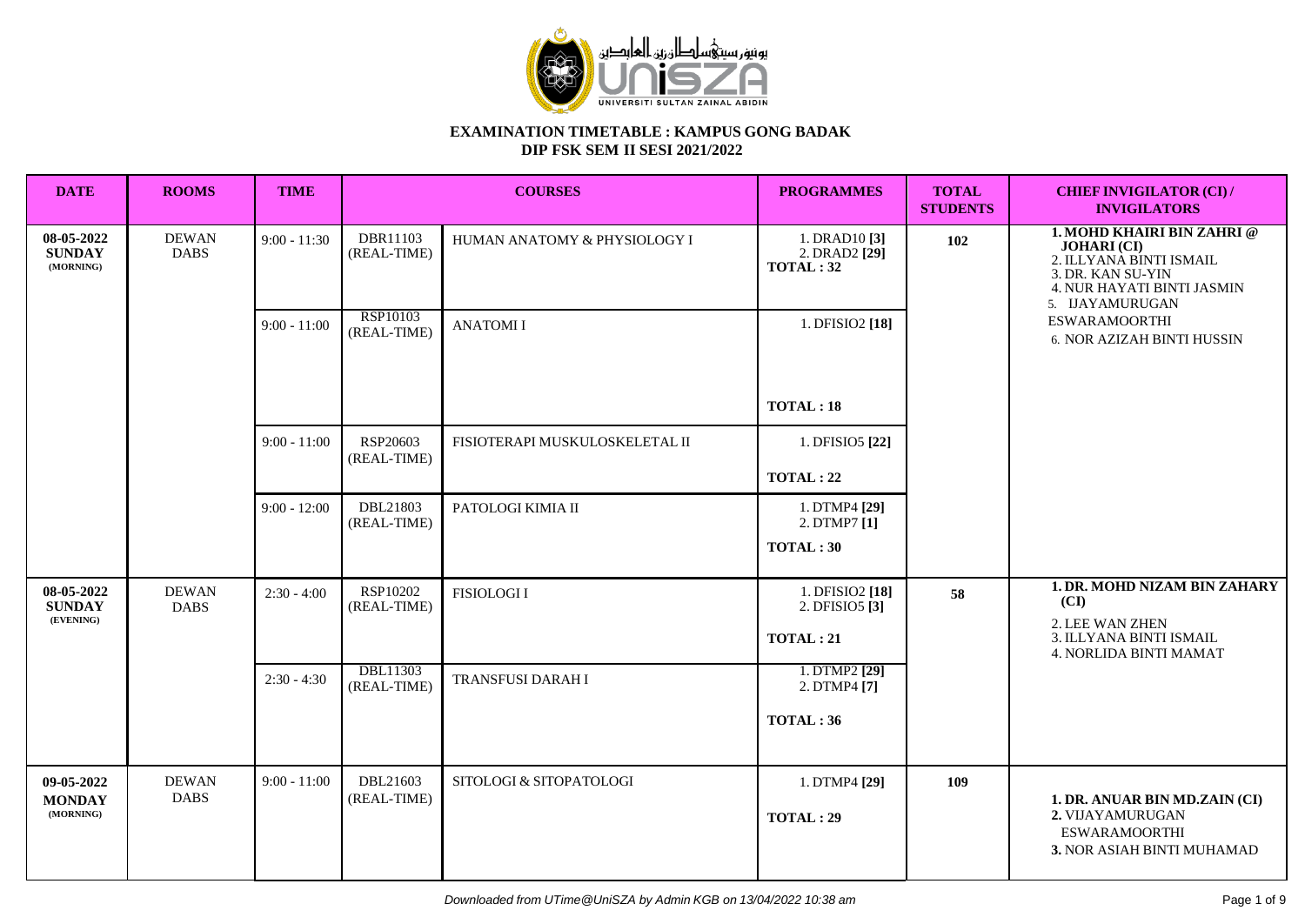# EXAMINATION TIMETABLE : KAMPUS GONG BADAK
## DIP FSK SEM II SESI 2021/2022

| DATE | ROOMS | TIME | COURSES | | PROGRAMMES | TOTAL STUDENTS | CHIEF INVIGILATOR (CI) / INVIGILATORS |
|---|---|---|---|---|---|---|---|
| 08-05-2022 **SUNDAY** (MORNING) | DEWAN DABS | 9:00 - 11:30 | DBR11103 (REAL-TIME) | HUMAN ANATOMY & PHYSIOLOGY I | 1. DRAD10 **[3]** 2. DRAD2 **[29]** **TOTAL : 32** | **102** | **1. MOHD KHAIRI BIN ZAHRI @ JOHARI (CI)** 2. ILLYANA BINTI ISMAIL 3. DR. KAN SU-YIN 4. NUR HAYATI BINTI JASMIN 5. IJAYAMURUGAN ESWARAMOORTHI 6. NOR AZIZAH BINTI HUSSIN |
| | | 9:00 - 11:00 | RSP10103 (REAL-TIME) | ANATOMI I | 1. DFISIO2 **[18]** **TOTAL : 18** | | |
| | | 9:00 - 11:00 | RSP20603 (REAL-TIME) | FISIOTERAPI MUSKULOSKELETAL II | 1. DFISIO5 **[22]** **TOTAL : 22** | | |
| | | 9:00 - 12:00 | DBL21803 (REAL-TIME) | PATOLOGI KIMIA II | 1. DTMP4 **[29]** 2. DTMP7 **[1]** **TOTAL : 30** | | |
| 08-05-2022 **SUNDAY** (EVENING) | DEWAN DABS | 2:30 - 4:00 | RSP10202 (REAL-TIME) | FISIOLOGI I | 1. DFISIO2 **[18]** 2. DFISIO5 **[3]** **TOTAL : 21** | **58** | **1. DR. MOHD NIZAM BIN ZAHARY (CI)** 2. LEE WAN ZHEN 3. ILLYANA BINTI ISMAIL 4. NORLIDA BINTI MAMAT |
| | | 2:30 - 4:30 | DBL11303 (REAL-TIME) | TRANSFUSI DARAH I | 1. DTMP2 **[29]** 2. DTMP4 **[7]** **TOTAL : 36** | | |
| 09-05-2022 **MONDAY** (MORNING) | DEWAN DABS | 9:00 - 11:00 | DBL21603 (REAL-TIME) | SITOLOGI & SITOPATOLOGI | 1. DTMP4 **[29]** **TOTAL : 29** | **109** | **1. DR. ANUAR BIN MD.ZAIN (CI)** **2.** VIJAYAMURUGAN ESWARAMOORTHI **3.** NOR ASIAH BINTI MUHAMAD |

*Downloaded from UTime@UniSZA by Admin KGB on 13/04/2022 10:38 am*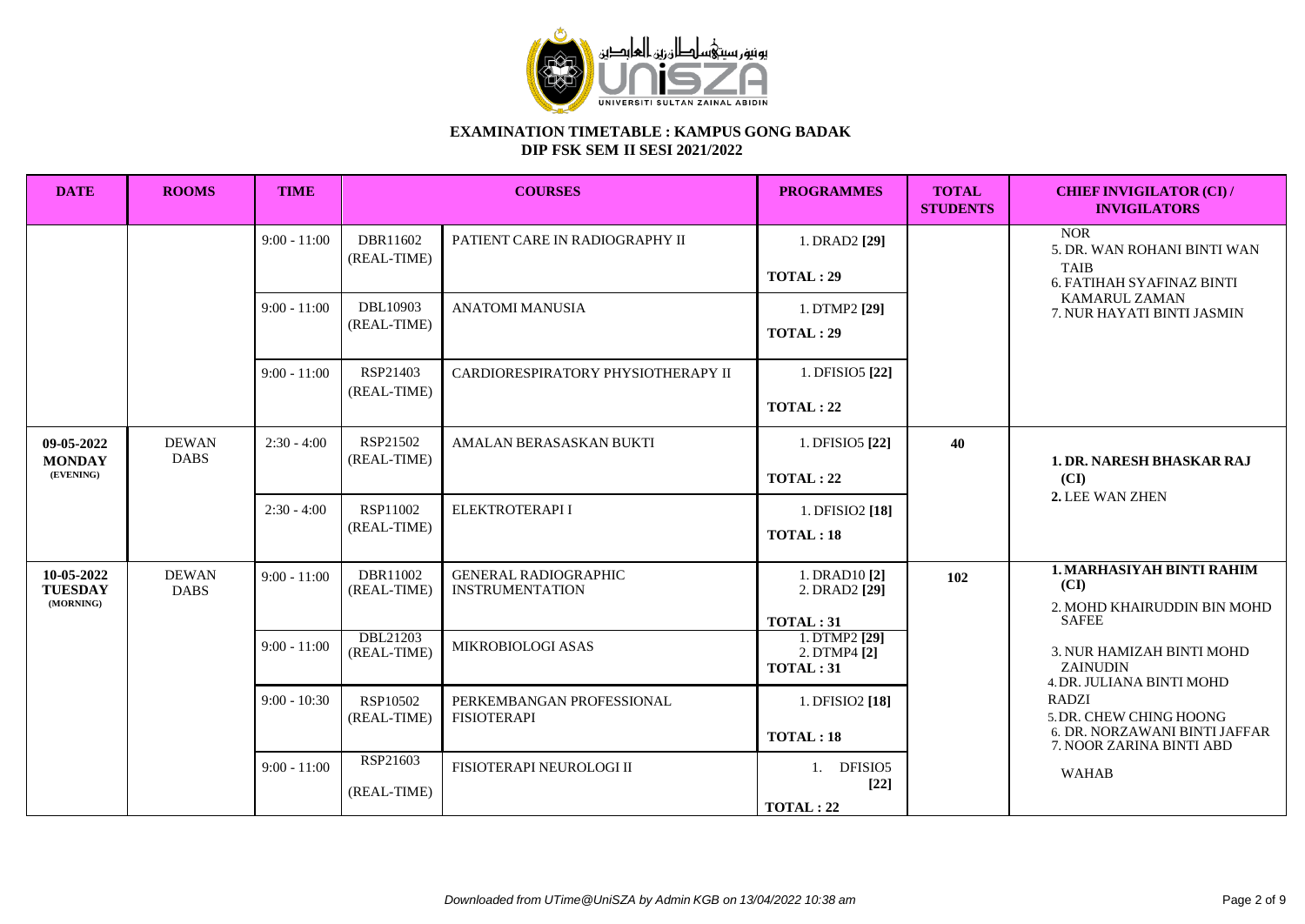**EXAMINATION TIMETABLE : KAMPUS GONG BADAK**
**DIP FSK SEM II SESI 2021/2022**

| DATE | ROOMS | TIME | COURSES | | PROGRAMMES | TOTAL STUDENTS | CHIEF INVIGILATOR (CI) / INVIGILATORS |
|---|---|---|---|---|---|---|---|
| | | 9:00 - 11:00 | DBR11602 (REAL-TIME) | PATIENT CARE IN RADIOGRAPHY II | 1. DRAD2 **[29]** **TOTAL : 29** | | NOR 5. DR. WAN ROHANI BINTI WAN TAIB 6. FATIHAH SYAFINAZ BINTI KAMARUL ZAMAN 7. NUR HAYATI BINTI JASMIN |
| | | 9:00 - 11:00 | DBL10903 (REAL-TIME) | ANATOMI MANUSIA | 1. DTMP2 **[29]** **TOTAL : 29** | | |
| | | 9:00 - 11:00 | RSP21403 (REAL-TIME) | CARDIORESPIRATORY PHYSIOTHERAPY II | 1. DFISIO5 **[22]** **TOTAL : 22** | | |
| **09-05-2022 MONDAY (EVENING)** | DEWAN DABS | 2:30 - 4:00 | RSP21502 (REAL-TIME) | AMALAN BERASASKAN BUKTI | 1. DFISIO5 **[22]** **TOTAL : 22** | **40** | **1. DR. NARESH BHASKAR RAJ (CI)** **2.** LEE WAN ZHEN |
| | | 2:30 - 4:00 | RSP11002 (REAL-TIME) | ELEKTROTERAPI I | 1. DFISIO2 **[18]** **TOTAL : 18** | | |
| **10-05-2022 TUESDAY (MORNING)** | DEWAN DABS | 9:00 - 11:00 | DBR11002 (REAL-TIME) | GENERAL RADIOGRAPHIC INSTRUMENTATION | 1. DRAD10 **[2]** 2. DRAD2 **[29]** **TOTAL : 31** | **102** | **1. MARHASIYAH BINTI RAHIM (CI)** 2. MOHD KHAIRUDDIN BIN MOHD SAFEE 3. NUR HAMIZAH BINTI MOHD ZAINUDIN 4. DR. JULIANA BINTI MOHD RADZI 5. DR. CHEW CHING HOONG 6. DR. NORZAWANI BINTI JAFFAR 7. NOOR ZARINA BINTI ABD WAHAB |
| | | 9:00 - 11:00 | DBL21203 (REAL-TIME) | MIKROBIOLOGI ASAS | 1. DTMP2 **[29]** 2. DTMP4 **[2]** **TOTAL : 31** | | |
| | | 9:00 - 10:30 | RSP10502 (REAL-TIME) | PERKEMBANGAN PROFESSIONAL FISIOTERAPI | 1. DFISIO2 **[18]** **TOTAL : 18** | | |
| | | 9:00 - 11:00 | RSP21603 (REAL-TIME) | FISIOTERAPI NEUROLOGI II | 1. DFISIO5 **[22]** **TOTAL : 22** | | |

*Downloaded from UTime@UniSZA by Admin KGB on 13/04/2022 10:38 am*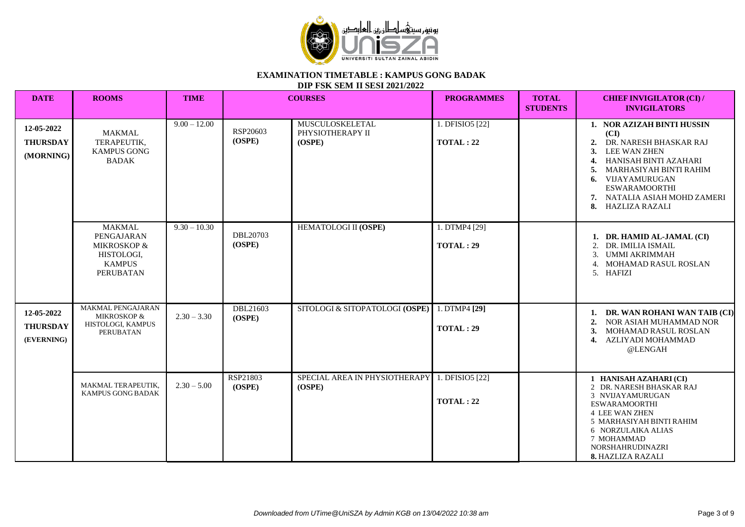# EXAMINATION TIMETABLE : KAMPUS GONG BADAK

## DIP FSK SEM II SESI 2021/2022

| DATE | ROOMS | TIME | COURSES | | PROGRAMMES | TOTAL STUDENTS | CHIEF INVIGILATOR (CI) / INVIGILATORS |
|---|---|---|---|---|---|---|---|
| **12-05-2022 THURSDAY (MORNING)** | MAKMAL TERAPEUTIK, KAMPUS GONG BADAK | 9.00 – 12.00 | RSP20603 **(OSPE)** | MUSCULOSKELETAL PHYSIOTHERAPY II **(OSPE)** | 1. DFISIO5 [22] **TOTAL : 22** | | 1. **NOR AZIZAH BINTI HUSSIN (CI)** 2. DR. NARESH BHASKAR RAJ 3. LEE WAN ZHEN 4. HANISAH BINTI AZAHARI 5. MARHASIYAH BINTI RAHIM 6. VIJAYAMURUGAN ESWARAMOORTHI 7. NATALIA ASIAH MOHD ZAMERI 8. HAZLIZA RAZALI |
| | MAKMAL PENGAJARAN MIKROSKOP & HISTOLOGI, KAMPUS PERUBATAN | 9.30 – 10.30 | DBL20703 **(OSPE)** | HEMATOLOGI II **(OSPE)** | 1. DTMP4 [29] **TOTAL : 29** | | 1. **DR. HAMID AL-JAMAL (CI)** 2. DR. IMILIA ISMAIL 3. UMMI AKRIMMAH 4. MOHAMAD RASUL ROSLAN 5. HAFIZI |
| **12-05-2022 THURSDAY (EVERNING)** | MAKMAL PENGAJARAN MIKROSKOP & HISTOLOGI, KAMPUS PERUBATAN | 2.30 – 3.30 | DBL21603 **(OSPE)** | SITOLOGI & SITOPATOLOGI **(OSPE)** | 1. DTMP4 **[29]** **TOTAL : 29** | | 1. **DR. WAN ROHANI WAN TAIB (CI)** 2. NOR ASIAH MUHAMMAD NOR 3. MOHAMAD RASUL ROSLAN 4. AZLIYADI MOHAMMAD @LENGAH |
| | MAKMAL TERAPEUTIK, KAMPUS GONG BADAK | 2.30 – 5.00 | RSP21803 **(OSPE)** | SPECIAL AREA IN PHYSIOTHERAPY **(OSPE)** | 1. DFISIO5 [22] **TOTAL : 22** | | 1 **HANISAH AZAHARI (CI)** 2 DR. NARESH BHASKAR RAJ 3 NVIJAYAMURUGAN ESWARAMOORTHI 4 LEE WAN ZHEN 5 MARHASIYAH BINTI RAHIM 6 NORZULAIKA ALIAS 7 MOHAMMAD NORSHAHRUDINAZRI **8.** HAZLIZA RAZALI |

*Downloaded from UTime@UniSZA by Admin KGB on 13/04/2022 10:38 am*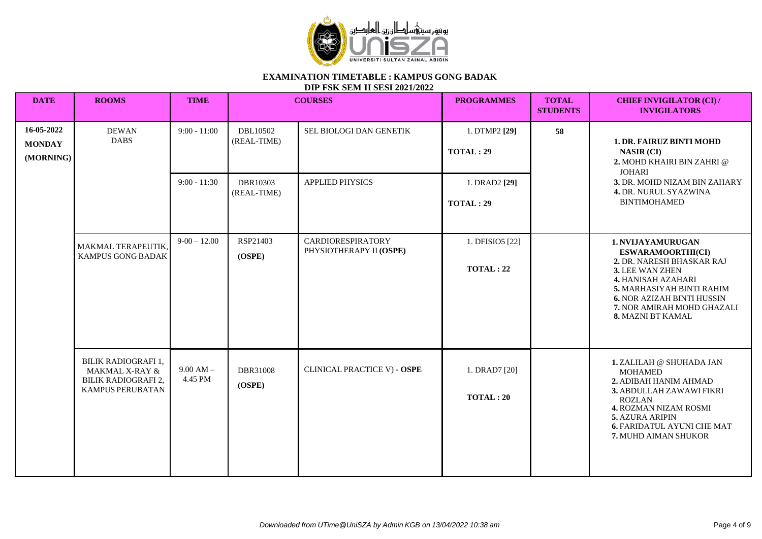**EXAMINATION TIMETABLE : KAMPUS GONG BADAK**

**DIP FSK SEM II SESI 2021/2022**

| DATE | ROOMS | TIME | COURSES | | PROGRAMMES | TOTAL STUDENTS | CHIEF INVIGILATOR (CI) / INVIGILATORS |
|---|---|---|---|---|---|---|---|
| **16-05-2022 MONDAY (MORNING)** | DEWAN DABS | 9:00 - 11:00 | DBL10502 (REAL-TIME) | SEL BIOLOGI DAN GENETIK | 1. DTMP2 **[29]** **TOTAL : 29** | **58** | **1.** **DR. FAIRUZ BINTI MOHD NASIR (CI)** **2.** MOHD KHAIRI BIN ZAHRI @ JOHARI **3.** DR. MOHD NIZAM BIN ZAHARY **4.** DR. NURUL SYAZWINA BINTIMOHAMED |
| | | 9:00 - 11:30 | DBR10303 (REAL-TIME) | APPLIED PHYSICS | 1. DRAD2 **[29]** **TOTAL : 29** | | |
| | MAKMAL TERAPEUTIK, KAMPUS GONG BADAK | 9-00 – 12.00 | RSP21403 **(OSPE)** | CARDIORESPIRATORY PHYSIOTHERAPY II **(OSPE)** | 1. DFISIO5 [22] **TOTAL : 22** | | **1. NVIJAYAMURUGAN ESWARAMOORTHI(CI)** **2.** DR. NARESH BHASKAR RAJ **3.** LEE WAN ZHEN **4.** HANISAH AZAHARI **5.** MARHASIYAH BINTI RAHIM **6.** NOR AZIZAH BINTI HUSSIN **7.** NOR AMIRAH MOHD GHAZALI **8.** MAZNI BT KAMAL |
| | BILIK RADIOGRAFI 1, MAKMAL X-RAY & BILIK RADIOGRAFI 2, KAMPUS PERUBATAN | 9.00 AM – 4.45 PM | DBR31008 **(OSPE)** | CLINICAL PRACTICE V) - **OSPE** | 1. DRAD7 [20] **TOTAL : 20** | | **1.** ZALILAH @ SHUHADA JAN MOHAMED **2.** ADIBAH HANIM AHMAD **3.** ABDULLAH ZAWAWI FIKRI ROZLAN **4.** ROZMAN NIZAM ROSMI **5.** AZURA ARIPIN **6.** FARIDATUL AYUNI CHE MAT **7.** MUHD AIMAN SHUKOR |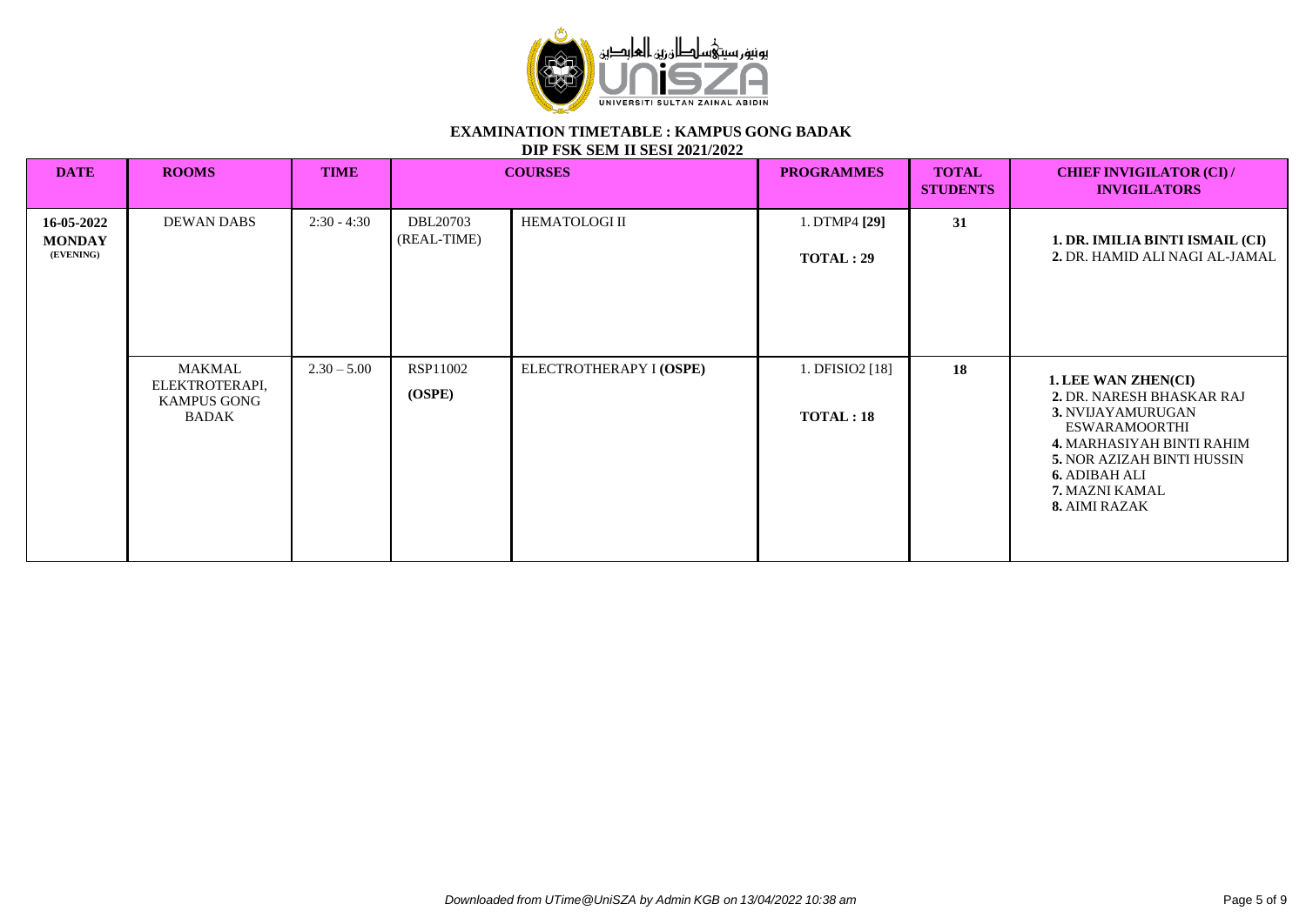**EXAMINATION TIMETABLE : KAMPUS GONG BADAK**
**DIP FSK SEM II SESI 2021/2022**

| DATE | ROOMS | TIME | COURSES | | PROGRAMMES | TOTAL STUDENTS | CHIEF INVIGILATOR (CI) / INVIGILATORS |
|---|---|---|---|---|---|---|---|
| **16-05-2022 MONDAY (EVENING)** | DEWAN DABS | 2:30 - 4:30 | DBL20703 (REAL-TIME) | HEMATOLOGI II | 1. DTMP4 **[29]** **TOTAL : 29** | **31** | **1. DR. IMILIA BINTI ISMAIL (CI)** **2.** DR. HAMID ALI NAGI AL-JAMAL |
| | MAKMAL ELEKTROTERAPI, KAMPUS GONG BADAK | 2.30 – 5.00 | RSP11002 **(OSPE)** | ELECTROTHERAPY I **(OSPE)** | 1. DFISIO2 [18] **TOTAL : 18** | **18** | **1. LEE WAN ZHEN(CI)** **2.** DR. NARESH BHASKAR RAJ **3.** NVIJAYAMURUGAN ESWARAMOORTHI **4.** MARHASIYAH BINTI RAHIM **5.** NOR AZIZAH BINTI HUSSIN **6.** ADIBAH ALI **7.** MAZNI KAMAL **8.** AIMI RAZAK |

*Downloaded from UTime@UniSZA by Admin KGB on 13/04/2022 10:38 am*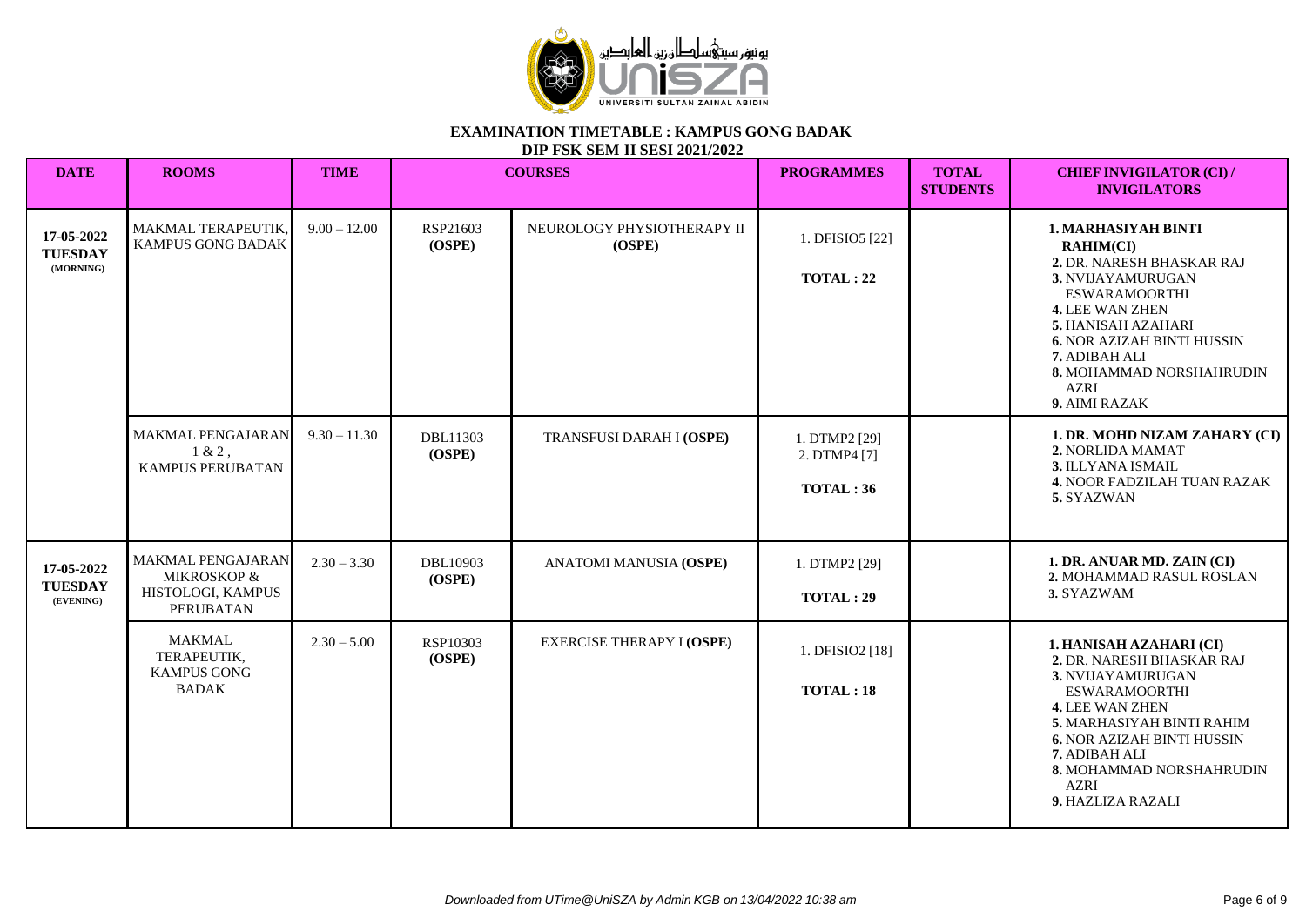**EXAMINATION TIMETABLE : KAMPUS GONG BADAK**

**DIP FSK SEM II SESI 2021/2022**

| DATE | ROOMS | TIME | COURSES | | PROGRAMMES | TOTAL STUDENTS | CHIEF INVIGILATOR (CI) / INVIGILATORS |
|---|---|---|---|---|---|---|---|
| **17-05-2022 TUESDAY (MORNING)** | MAKMAL TERAPEUTIK, KAMPUS GONG BADAK | 9.00 – 12.00 | RSP21603 **(OSPE)** | NEUROLOGY PHYSIOTHERAPY II **(OSPE)** | 1. DFISIO5 [22]<br>**TOTAL : 22** | | **1. MARHASIYAH BINTI RAHIM(CI)**<br>**2.** DR. NARESH BHASKAR RAJ<br>**3.** NVIJAYAMURUGAN ESWARAMOORTHI<br>**4.** LEE WAN ZHEN<br>**5.** HANISAH AZAHARI<br>**6.** NOR AZIZAH BINTI HUSSIN<br>**7.** ADIBAH ALI<br>**8.** MOHAMMAD NORSHAHRUDIN AZRI<br>**9.** AIMI RAZAK |
| | MAKMAL PENGAJARAN 1 & 2 , KAMPUS PERUBATAN | 9.30 – 11.30 | DBL11303 **(OSPE)** | TRANSFUSI DARAH I **(OSPE)** | 1. DTMP2 [29]<br>2. DTMP4 [7]<br>**TOTAL : 36** | | **1. DR. MOHD NIZAM ZAHARY (CI)**<br>**2.** NORLIDA MAMAT<br>**3.** ILLYANA ISMAIL<br>**4.** NOOR FADZILAH TUAN RAZAK<br>**5.** SYAZWAN |
| **17-05-2022 TUESDAY (EVENING)** | MAKMAL PENGAJARAN MIKROSKOP & HISTOLOGI, KAMPUS PERUBATAN | 2.30 – 3.30 | DBL10903 **(OSPE)** | ANATOMI MANUSIA **(OSPE)** | 1. DTMP2 [29]<br>**TOTAL : 29** | | **1. DR. ANUAR MD. ZAIN (CI)**<br>**2.** MOHAMMAD RASUL ROSLAN<br>**3.** SYAZWAM |
| | MAKMAL TERAPEUTIK, KAMPUS GONG BADAK | 2.30 – 5.00 | RSP10303 **(OSPE)** | EXERCISE THERAPY I **(OSPE)** | 1. DFISIO2 [18]<br>**TOTAL : 18** | | **1. HANISAH AZAHARI (CI)**<br>**2.** DR. NARESH BHASKAR RAJ<br>**3.** NVIJAYAMURUGAN ESWARAMOORTHI<br>**4.** LEE WAN ZHEN<br>**5.** MARHASIYAH BINTI RAHIM<br>**6.** NOR AZIZAH BINTI HUSSIN<br>**7.** ADIBAH ALI<br>**8.** MOHAMMAD NORSHAHRUDIN AZRI<br>**9.** HAZLIZA RAZALI |

*Downloaded from UTime@UniSZA by Admin KGB on 13/04/2022 10:38 am*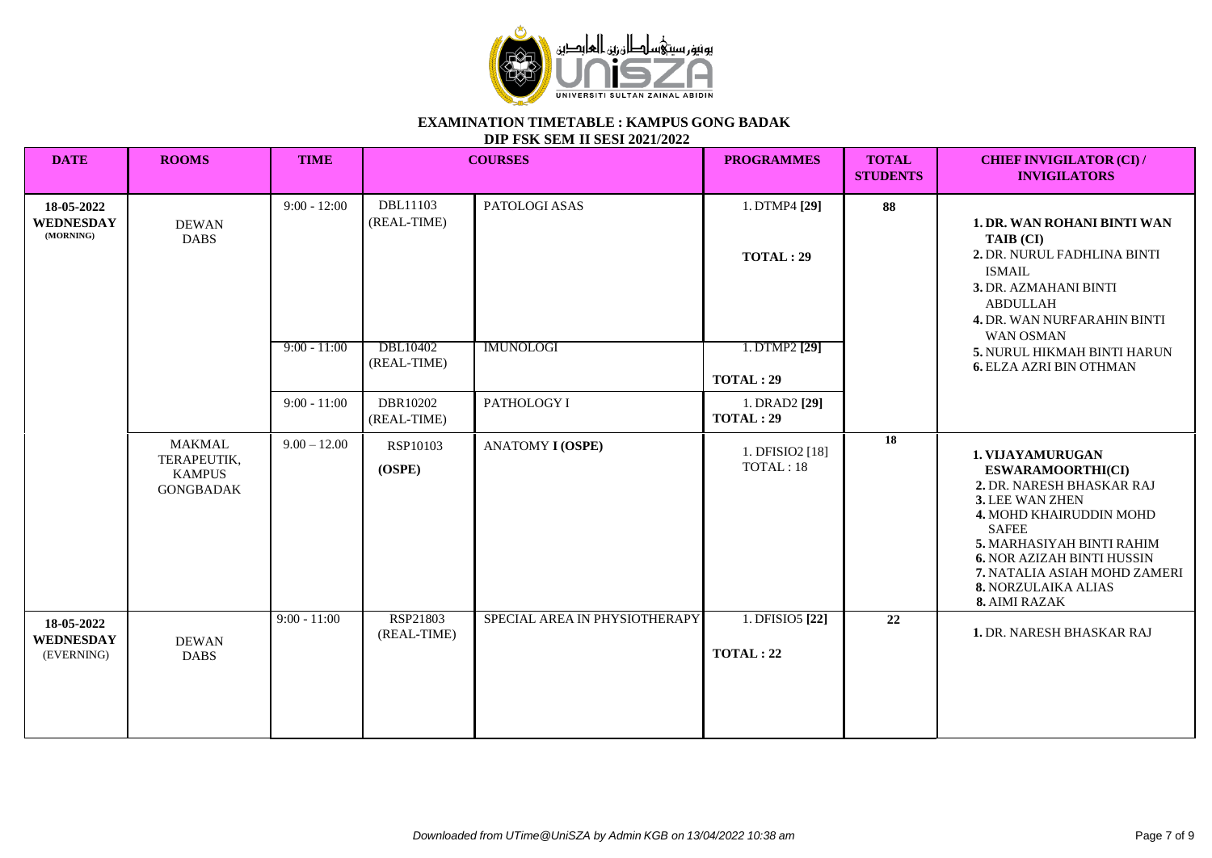**EXAMINATION TIMETABLE : KAMPUS GONG BADAK**

**DIP FSK SEM II SESI 2021/2022**

| DATE | ROOMS | TIME | COURSES | | PROGRAMMES | TOTAL STUDENTS | CHIEF INVIGILATOR (CI) / INVIGILATORS |
|---|---|---|---|---|---|---|---|
| **18-05-2022 WEDNESDAY (MORNING)** | DEWAN DABS | 9:00 - 12:00 | DBL11103 (REAL-TIME) | PATOLOGI ASAS | 1. DTMP4 **[29]** **TOTAL : 29** | **88** | **1. DR. WAN ROHANI BINTI WAN TAIB (CI)** **2.** DR. NURUL FADHLINA BINTI ISMAIL **3.** DR. AZMAHANI BINTI ABDULLAH **4.** DR. WAN NURFARAHIN BINTI WAN OSMAN **5.** NURUL HIKMAH BINTI HARUN **6.** ELZA AZRI BIN OTHMAN |
| | | 9:00 - 11:00 | DBL10402 (REAL-TIME) | IMUNOLOGI | 1. DTMP2 **[29]** **TOTAL : 29** | | |
| | | 9:00 - 11:00 | DBR10202 (REAL-TIME) | PATHOLOGY I | 1. DRAD2 **[29]** **TOTAL : 29** | | |
| | MAKMAL TERAPEUTIK, KAMPUS GONGBADAK | 9.00 – 12.00 | RSP10103 **(OSPE)** | ANATOMY **I (OSPE)** | 1. DFISIO2 [18] TOTAL : 18 | **18** | **1. VIJAYAMURUGAN ESWARAMOORTHI(CI)** **2.** DR. NARESH BHASKAR RAJ **3.** LEE WAN ZHEN **4.** MOHD KHAIRUDDIN MOHD SAFEE **5.** MARHASIYAH BINTI RAHIM **6.** NOR AZIZAH BINTI HUSSIN **7.** NATALIA ASIAH MOHD ZAMERI **8.** NORZULAIKA ALIAS **8.** AIMI RAZAK |
| **18-05-2022 WEDNESDAY** (EVERNING) | DEWAN DABS | 9:00 - 11:00 | RSP21803 (REAL-TIME) | SPECIAL AREA IN PHYSIOTHERAPY | 1. DFISIO5 **[22]** **TOTAL : 22** | **22** | **1.** DR. NARESH BHASKAR RAJ |

*Downloaded from UTime@UniSZA by Admin KGB on 13/04/2022 10:38 am*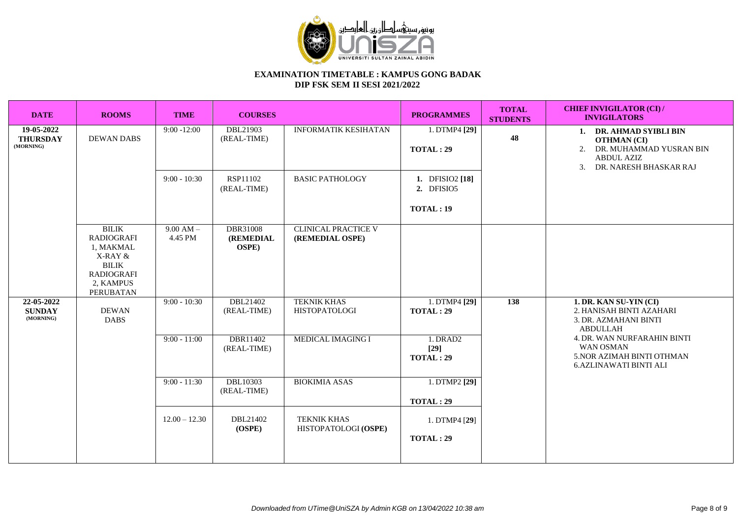# EXAMINATION TIMETABLE : KAMPUS GONG BADAK

## DIP FSK SEM II SESI 2021/2022

| DATE | ROOMS | TIME | COURSES | | PROGRAMMES | TOTAL STUDENTS | CHIEF INVIGILATOR (CI) / INVIGILATORS |
|---|---|---|---|---|---|---|---|
| **19-05-2022 THURSDAY (MORNING)** | DEWAN DABS | 9:00 -12:00 | DBL21903 (REAL-TIME) | INFORMATIK KESIHATAN | 1. DTMP4 **[29]** **TOTAL : 29** | **48** | 1. **DR. AHMAD SYIBLI BIN OTHMAN (CI)** 2. DR. MUHAMMAD YUSRAN BIN ABDUL AZIZ 3. DR. NARESH BHASKAR RAJ |
| | | 9:00 - 10:30 | RSP11102 (REAL-TIME) | BASIC PATHOLOGY | **1.** DFISIO2 **[18]** **2.** DFISIO5 **TOTAL : 19** | | |
| | BILIK RADIOGRAFI 1, MAKMAL X-RAY & BILIK RADIOGRAFI 2, KAMPUS PERUBATAN | 9.00 AM – 4.45 PM | DBR31008 **(REMEDIAL OSPE)** | CLINICAL PRACTICE V **(REMEDIAL OSPE)** | | | |
| **22-05-2022 SUNDAY (MORNING)** | DEWAN DABS | 9:00 - 10:30 | DBL21402 (REAL-TIME) | TEKNIK KHAS HISTOPATOLOGI | 1. DTMP4 **[29]** **TOTAL : 29** | **138** | **1. DR. KAN SU-YIN (CI)** 2. HANISAH BINTI AZAHARI 3. DR. AZMAHANI BINTI ABDULLAH 4. DR. WAN NURFARAHIN BINTI WAN OSMAN 5.NOR AZIMAH BINTI OTHMAN 6.AZLINAWATI BINTI ALI |
| | | 9:00 - 11:00 | DBR11402 (REAL-TIME) | MEDICAL IMAGING I | 1. DRAD2 **[29]** **TOTAL : 29** | | |
| | | 9:00 - 11:30 | DBL10303 (REAL-TIME) | BIOKIMIA ASAS | 1. DTMP2 **[29]** **TOTAL : 29** | | |
| | | 12.00 – 12.30 | DBL21402 **(OSPE)** | TEKNIK KHAS HISTOPATOLOGI **(OSPE)** | 1. DTMP4 [**29**] **TOTAL : 29** | | |

*Downloaded from UTime@UniSZA by Admin KGB on 13/04/2022 10:38 am*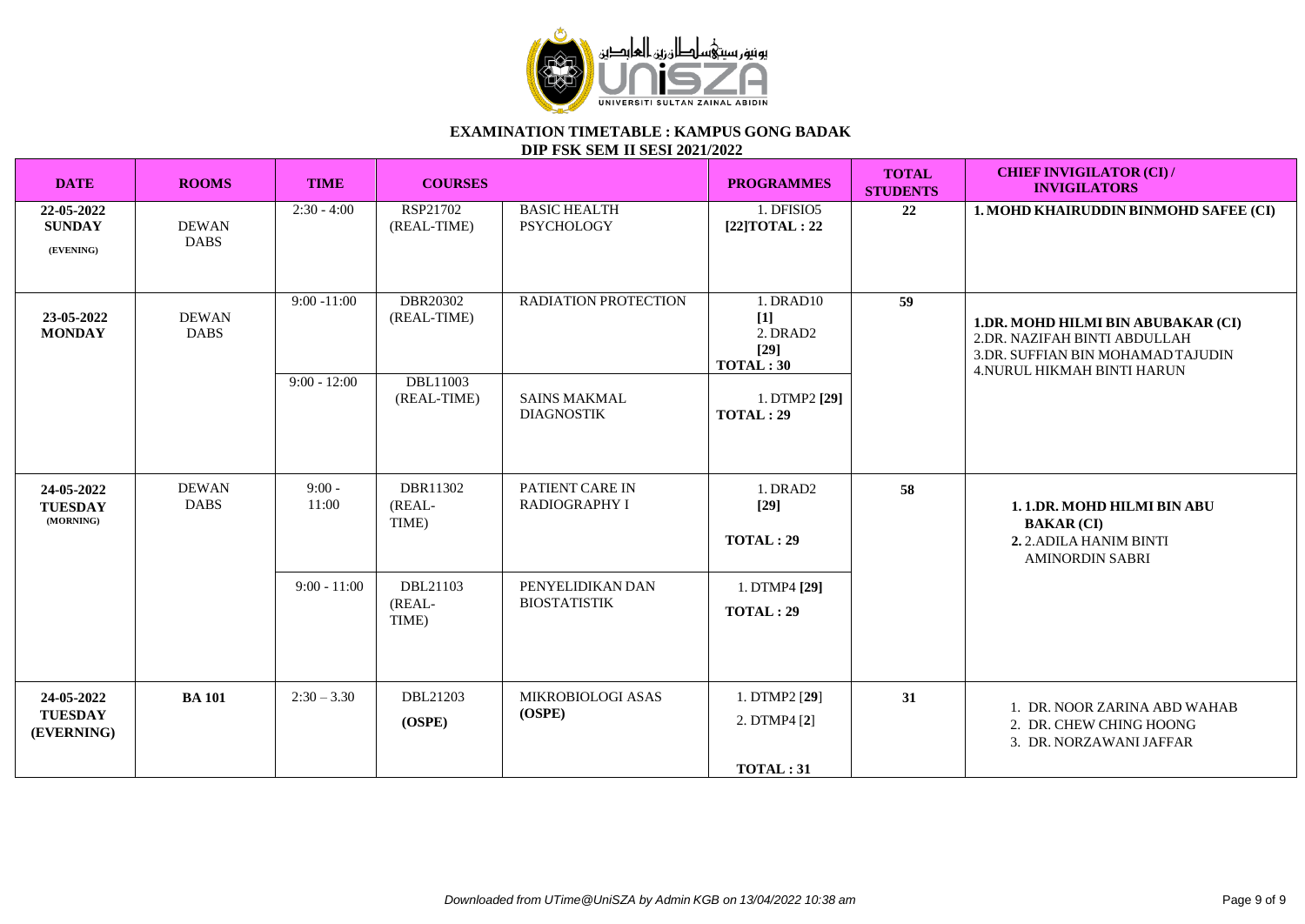# EXAMINATION TIMETABLE : KAMPUS GONG BADAK

## DIP FSK SEM II SESI 2021/2022

| DATE | ROOMS | TIME | COURSES | | PROGRAMMES | TOTAL STUDENTS | CHIEF INVIGILATOR (CI) / INVIGILATORS |
|---|---|---|---|---|---|---|---|
| **22-05-2022 SUNDAY (EVENING)** | DEWAN DABS | 2:30 - 4:00 | RSP21702 (REAL-TIME) | BASIC HEALTH PSYCHOLOGY | 1. DFISIO5 **[22]TOTAL : 22** | **22** | **1. MOHD KHAIRUDDIN BINMOHD SAFEE (CI)** |
| **23-05-2022 MONDAY** | DEWAN DABS | 9:00 -11:00 | DBR20302 (REAL-TIME) | RADIATION PROTECTION | 1. DRAD10 **[1]** 2. DRAD2 **[29]** **TOTAL : 30** | **59** | **1.DR. MOHD HILMI BIN ABUBAKAR (CI)** 2.DR. NAZIFAH BINTI ABDULLAH 3.DR. SUFFIAN BIN MOHAMAD TAJUDIN 4.NURUL HIKMAH BINTI HARUN |
| | | 9:00 - 12:00 | DBL11003 (REAL-TIME) | SAINS MAKMAL DIAGNOSTIK | 1. DTMP2 **[29]** **TOTAL : 29** | | |
| **24-05-2022 TUESDAY (MORNING)** | DEWAN DABS | 9:00 - 11:00 | DBR11302 (REAL-TIME) | PATIENT CARE IN RADIOGRAPHY I | 1. DRAD2 **[29]** **TOTAL : 29** | **58** | **1. 1.DR. MOHD HILMI BIN ABU BAKAR (CI)** **2.** 2.ADILA HANIM BINTI AMINORDIN SABRI |
| | | 9:00 - 11:00 | DBL21103 (REAL-TIME) | PENYELIDIKAN DAN BIOSTATISTIK | 1. DTMP4 **[29]** **TOTAL : 29** | | |
| **24-05-2022 TUESDAY (EVERNING)** | **BA 101** | 2:30 – 3.30 | DBL21203 **(OSPE)** | MIKROBIOLOGI ASAS **(OSPE)** | 1. DTMP2 [**29**] 2. DTMP4 [**2**] **TOTAL : 31** | **31** | 1. DR. NOOR ZARINA ABD WAHAB 2. DR. CHEW CHING HOONG 3. DR. NORZAWANI JAFFAR |

*Downloaded from UTime@UniSZA by Admin KGB on 13/04/2022 10:38 am*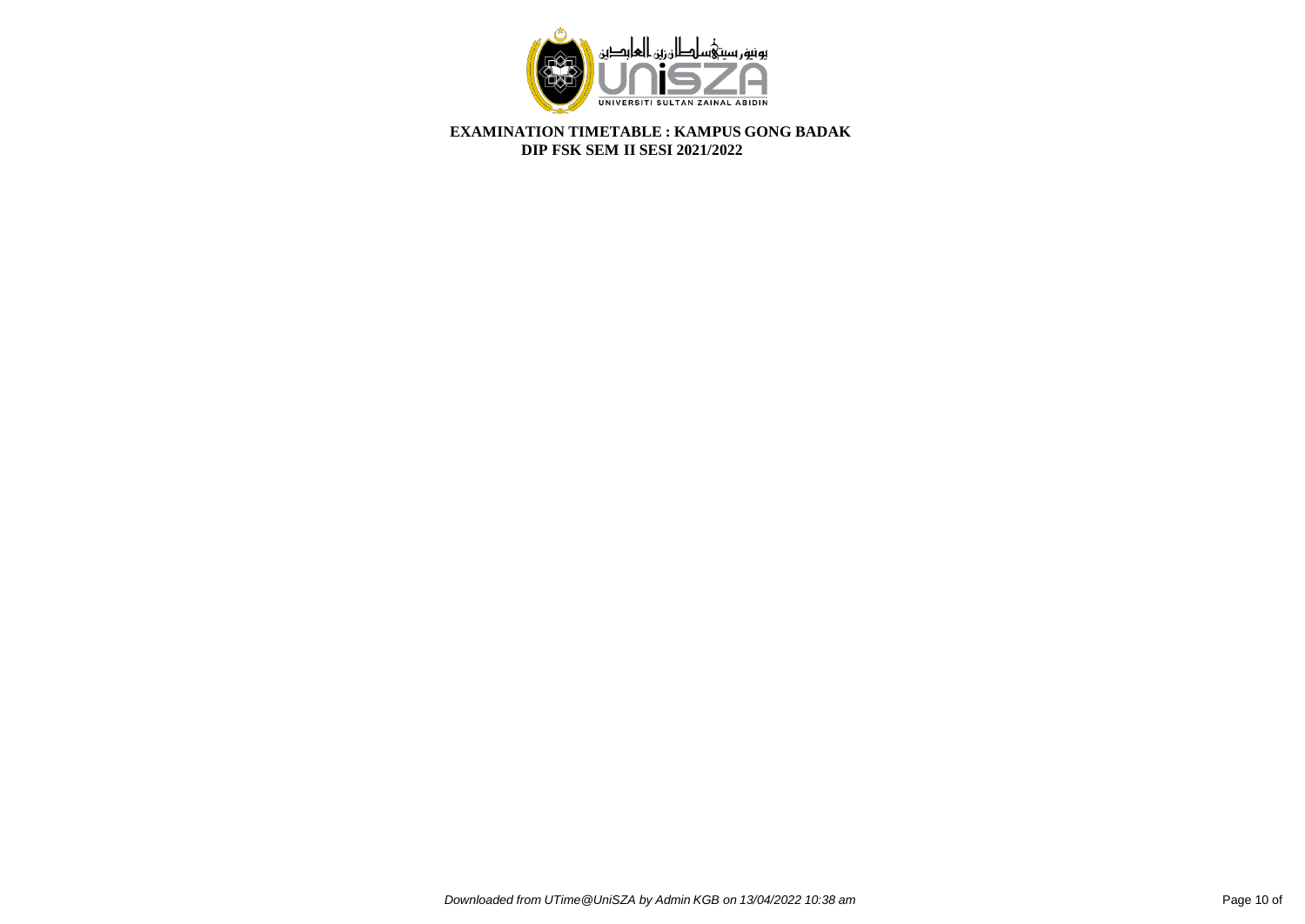**EXAMINATION TIMETABLE : KAMPUS GONG BADAK**
**DIP FSK SEM II SESI 2021/2022**